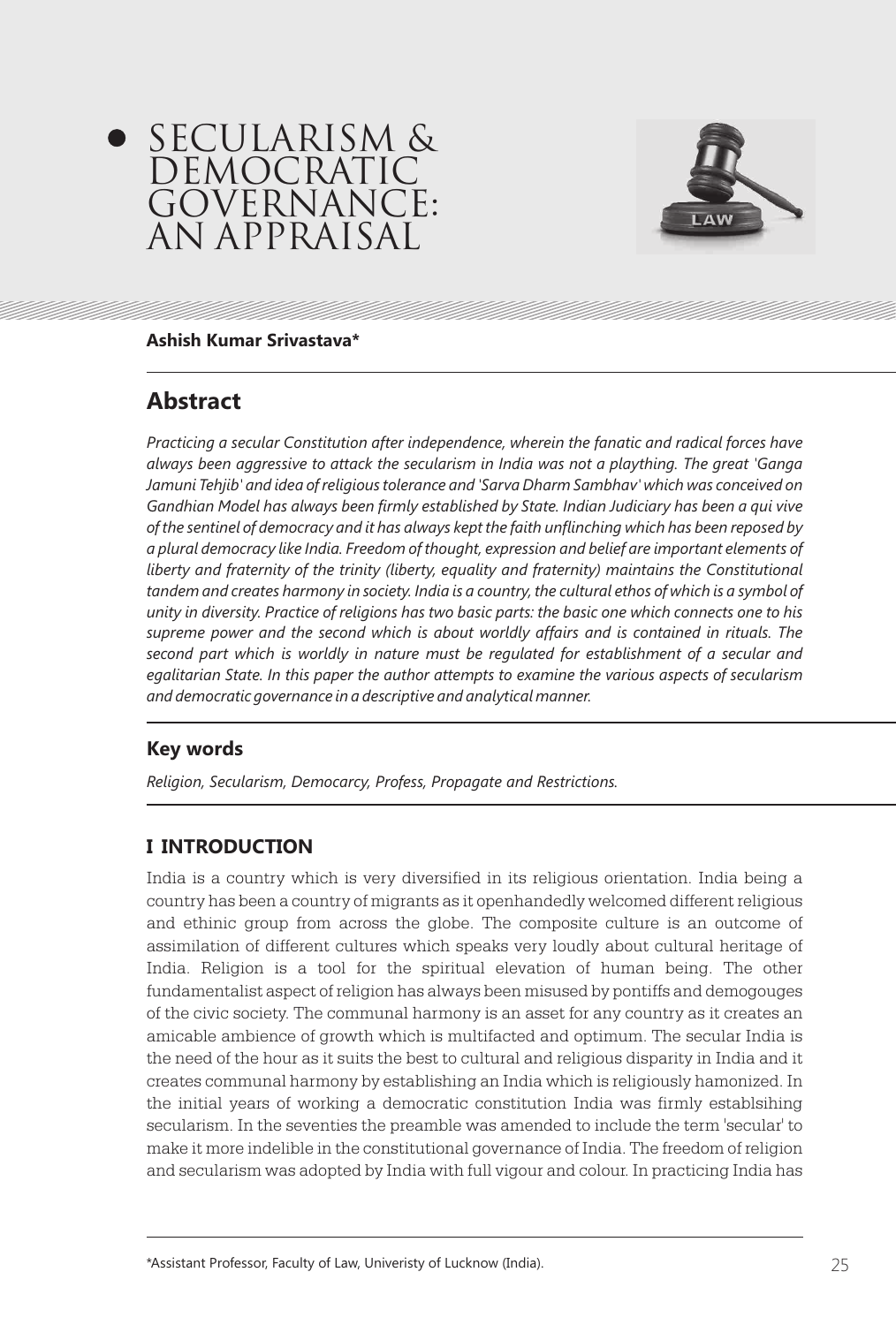# SECULARISM & DEMOCRATIC GOVERNANCE: AN APPRAISAL

**Ashish Kumar Srivastava***

## Abstract

*Practicing a secular Constitution after independence, wherein the fanatic and radical forces have always been aggressive to attack the secularism in India was not a plaything. The great 'Ganga Jamuni Tehjib' and idea of religious tolerance and 'Sarva Dharm Sambhav' which was conceived on Gandhian Model has always been firmly established by State. Indian Judiciary has been a qui vive of the sentinel of democracy and it has always kept the faith unflinching which has been reposed by a plural democracy like India. Freedom of thought, expression and belief are important elements of liberty and fraternity of the trinity (liberty, equality and fraternity) maintains the Constitutional tandem and creates harmony in society. India is a country, the cultural ethos of which is a symbol of unity in diversity. Practice of religions has two basic parts: the basic one which connects one to his supreme power and the second which is about worldly affairs and is contained in rituals. The second part which is worldly in nature must be regulated for establishment of a secular and egalitarian State. In this paper the author attempts to examine the various aspects of secularism and democratic governance in a descriptive and analytical manner.*

### Key words

*Religion, Secularism, Democarcy, Profess, Propagate and Restrictions.*

## I INTRODUCTION

India is a country which is very diversified in its religious orientation. India being a country has been a country of migrants as it openhandedly welcomed different religious and ethinic group from across the globe. The composite culture is an outcome of assimilation of different cultures which speaks very loudly about cultural heritage of India. Religion is a tool for the spiritual elevation of human being. The other fundamentalist aspect of religion has always been misused by pontiffs and demogouges of the civic society. The communal harmony is an asset for any country as it creates an amicable ambience of growth which is multifacted and optimum. The secular India is the need of the hour as it suits the best to cultural and religious disparity in India and it creates communal harmony by establishing an India which is religiously hamonized. In the initial years of working a democratic constitution India was firmly establsihing secularism. In the seventies the preamble was amended to include the term 'secular' to make it more indelible in the constitutional governance of India. The freedom of religion and secularism was adopted by India with full vigour and colour. In practicing India has

*Assistant Professor, Faculty of Law, Univeristy of Lucknow (India).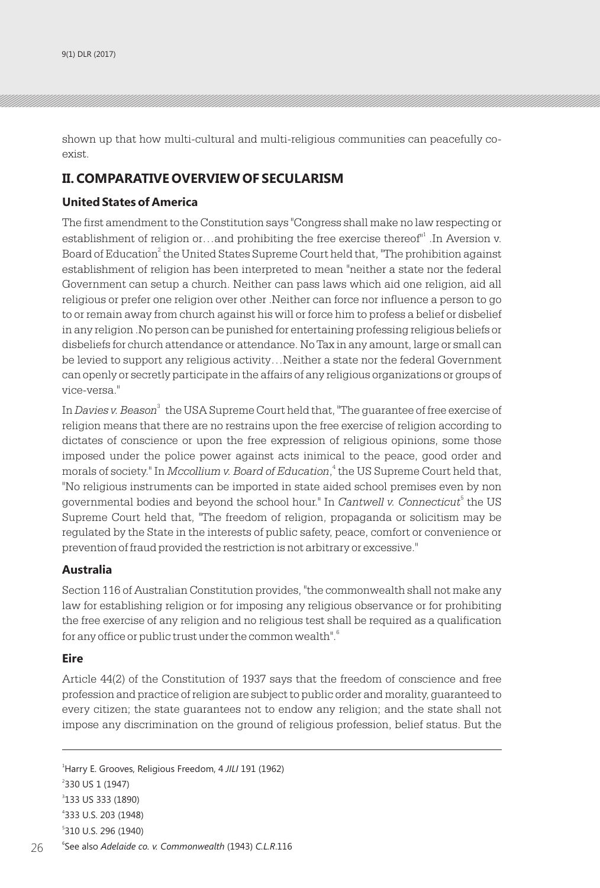shown up that how multi-cultural and multi-religious communities can peacefully co-exist.

## II. COMPARATIVE OVERVIEW OF SECULARISM

### United States of America

The first amendment to the Constitution says "Congress shall make no law respecting or establishment of religion or…and prohibiting the free exercise thereof"[1] .In Aversion v. Board of Education[2] the United States Supreme Court held that, "The prohibition against establishment of religion has been interpreted to mean "neither a state nor the federal Government can setup a church. Neither can pass laws which aid one religion, aid all religious or prefer one religion over other .Neither can force nor influence a person to go to or remain away from church against his will or force him to profess a belief or disbelief in any religion .No person can be punished for entertaining professing religious beliefs or disbeliefs for church attendance or attendance. No Tax in any amount, large or small can be levied to support any religious activity…Neither a state nor the federal Government can openly or secretly participate in the affairs of any religious organizations or groups of vice-versa."

In *Davies v. Beason*[3] the USA Supreme Court held that, "The guarantee of free exercise of religion means that there are no restrains upon the free exercise of religion according to dictates of conscience or upon the free expression of religious opinions, some those imposed under the police power against acts inimical to the peace, good order and morals of society." In *Mccollium v. Board of Education*,[4] the US Supreme Court held that, "No religious instruments can be imported in state aided school premises even by non governmental bodies and beyond the school hour." In *Cantwell v. Connecticut*[5] the US Supreme Court held that, "The freedom of religion, propaganda or solicitism may be regulated by the State in the interests of public safety, peace, comfort or convenience or prevention of fraud provided the restriction is not arbitrary or excessive."

### Australia

Section 116 of Australian Constitution provides, "the commonwealth shall not make any law for establishing religion or for imposing any religious observance or for prohibiting the free exercise of any religion and no religious test shall be required as a qualification for any office or public trust under the common wealth".[6]

### Eire

Article 44(2) of the Constitution of 1937 says that the freedom of conscience and free profession and practice of religion are subject to public order and morality, guaranteed to every citizen; the state guarantees not to endow any religion; and the state shall not impose any discrimination on the ground of religious profession, belief status. But the

---

[1] Harry E. Grooves, Religious Freedom, 4 *JILI* 191 (1962)

[2] 330 US 1 (1947)

[3] 133 US 333 (1890)

[4] 333 U.S. 203 (1948)

[5] 310 U.S. 296 (1940)

[6] See also *Adelaide co. v. Commonwealth* (1943) *C.L.R.*116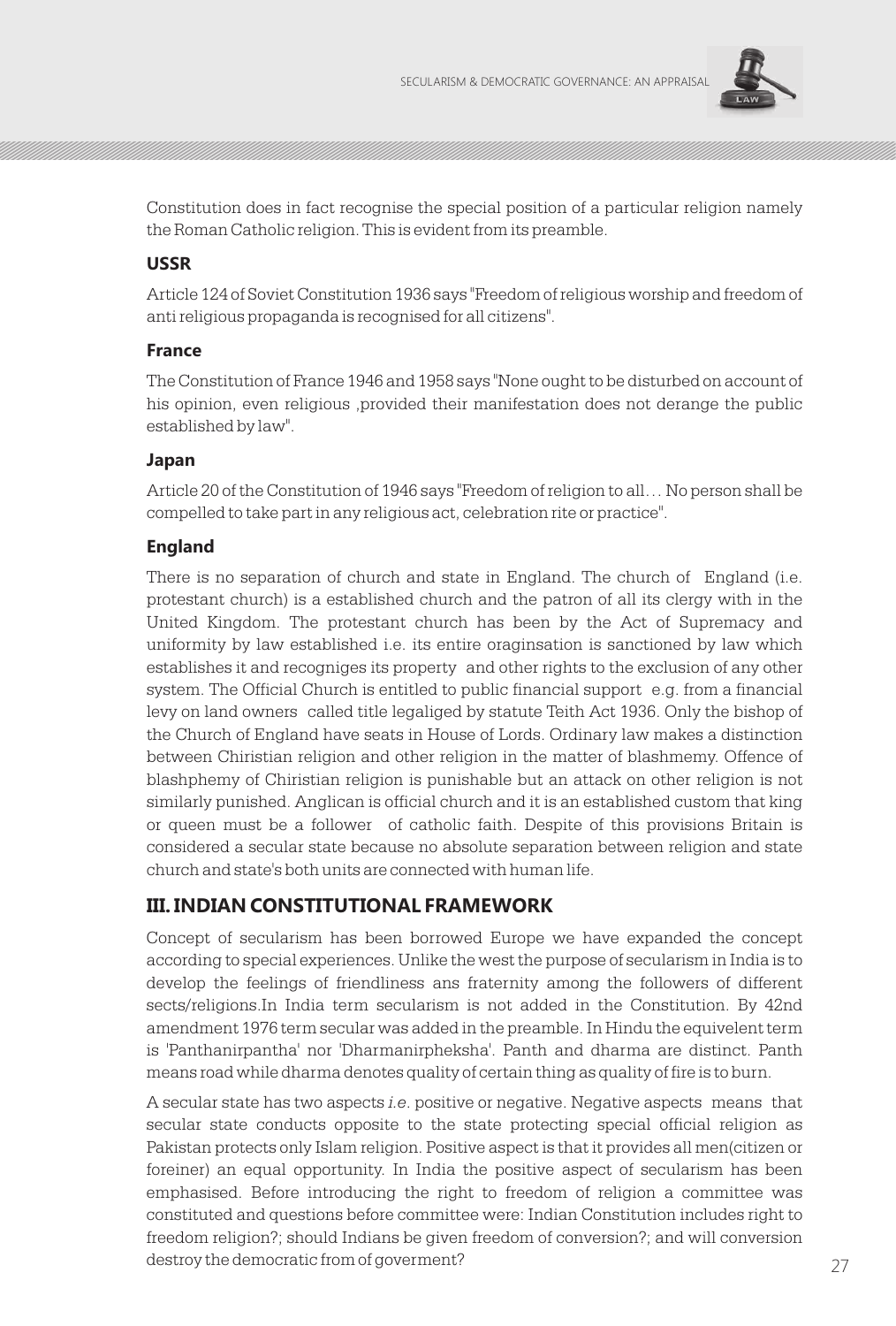Constitution does in fact recognise the special position of a particular religion namely the Roman Catholic religion. This is evident from its preamble.

### USSR

Article 124 of Soviet Constitution 1936 says "Freedom of religious worship and freedom of anti religious propaganda is recognised for all citizens".

### France

The Constitution of France 1946 and 1958 says "None ought to be disturbed on account of his opinion, even religious ,provided their manifestation does not derange the public established by law".

### Japan

Article 20 of the Constitution of 1946 says "Freedom of religion to all… No person shall be compelled to take part in any religious act, celebration rite or practice".

### England

There is no separation of church and state in England. The church of England (i.e. protestant church) is a established church and the patron of all its clergy with in the United Kingdom. The protestant church has been by the Act of Supremacy and uniformity by law established i.e. its entire oraginsation is sanctioned by law which establishes it and recogniges its property and other rights to the exclusion of any other system. The Official Church is entitled to public financial support e.g. from a financial levy on land owners called title legaliged by statute Teith Act 1936. Only the bishop of the Church of England have seats in House of Lords. Ordinary law makes a distinction between Chiristian religion and other religion in the matter of blashmemy. Offence of blashphemy of Chiristian religion is punishable but an attack on other religion is not similarly punished. Anglican is official church and it is an established custom that king or queen must be a follower of catholic faith. Despite of this provisions Britain is considered a secular state because no absolute separation between religion and state church and state's both units are connected with human life.

## III. INDIAN CONSTITUTIONAL FRAMEWORK

Concept of secularism has been borrowed Europe we have expanded the concept according to special experiences. Unlike the west the purpose of secularism in India is to develop the feelings of friendliness ans fraternity among the followers of different sects/religions.In India term secularism is not added in the Constitution. By 42nd amendment 1976 term secular was added in the preamble. In Hindu the equivelent term is 'Panthanirpantha' nor 'Dharmanirpheksha'. Panth and dharma are distinct. Panth means road while dharma denotes quality of certain thing as quality of fire is to burn.

A secular state has two aspects *i.e.* positive or negative. Negative aspects means that secular state conducts opposite to the state protecting special official religion as Pakistan protects only Islam religion. Positive aspect is that it provides all men(citizen or foreiner) an equal opportunity. In India the positive aspect of secularism has been emphasised. Before introducing the right to freedom of religion a committee was constituted and questions before committee were: Indian Constitution includes right to freedom religion?; should Indians be given freedom of conversion?; and will conversion destroy the democratic from of goverment?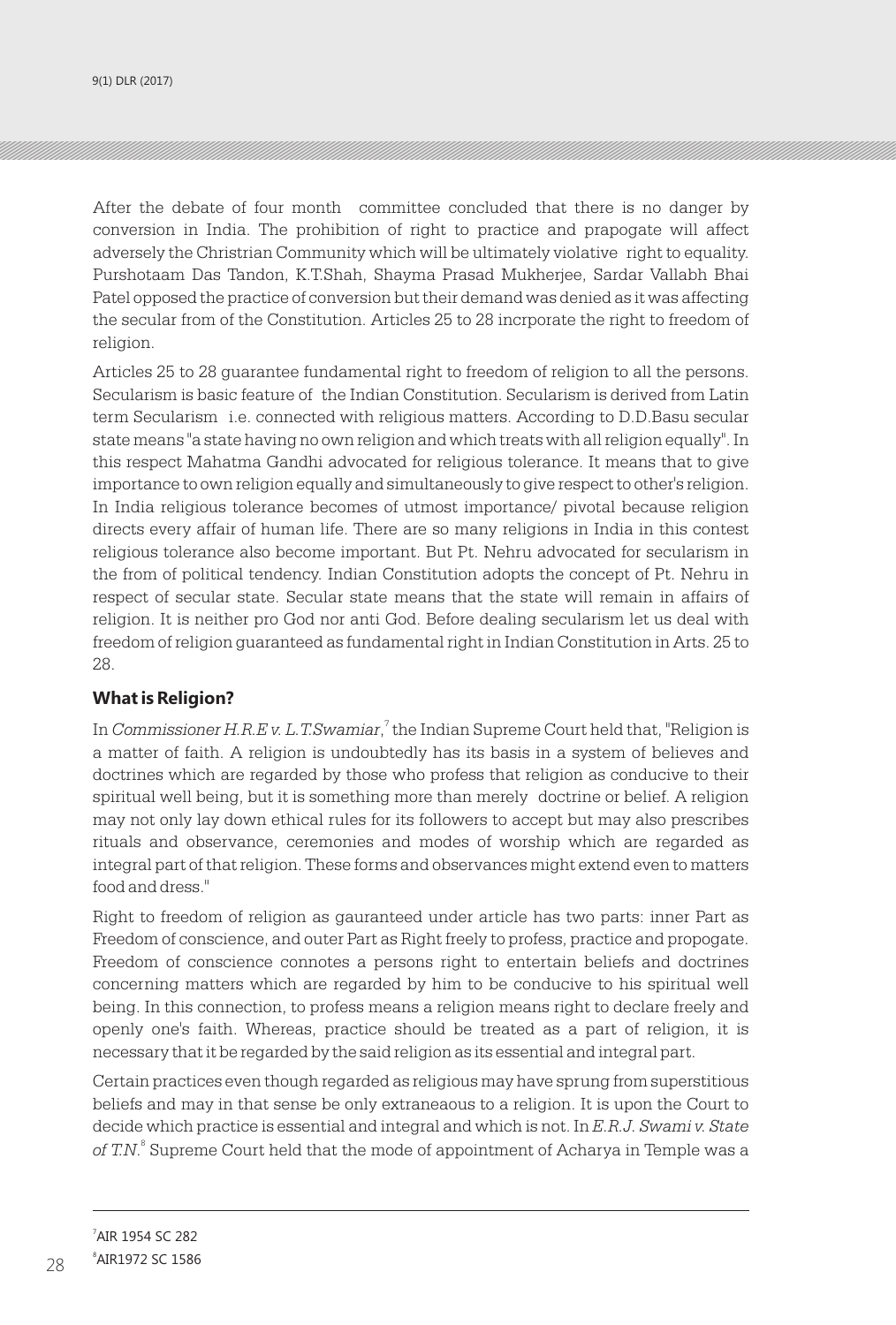After the debate of four month committee concluded that there is no danger by conversion in India. The prohibition of right to practice and prapogate will affect adversely the Christrian Community which will be ultimately violative right to equality. Purshotaam Das Tandon, K.T.Shah, Shayma Prasad Mukherjee, Sardar Vallabh Bhai Patel opposed the practice of conversion but their demand was denied as it was affecting the secular from of the Constitution. Articles 25 to 28 incrporate the right to freedom of religion.

Articles 25 to 28 guarantee fundamental right to freedom of religion to all the persons. Secularism is basic feature of the Indian Constitution. Secularism is derived from Latin term Secularism i.e. connected with religious matters. According to D.D.Basu secular state means "a state having no own religion and which treats with all religion equally". In this respect Mahatma Gandhi advocated for religious tolerance. It means that to give importance to own religion equally and simultaneously to give respect to other's religion. In India religious tolerance becomes of utmost importance/ pivotal because religion directs every affair of human life. There are so many religions in India in this contest religious tolerance also become important. But Pt. Nehru advocated for secularism in the from of political tendency. Indian Constitution adopts the concept of Pt. Nehru in respect of secular state. Secular state means that the state will remain in affairs of religion. It is neither pro God nor anti God. Before dealing secularism let us deal with freedom of religion guaranteed as fundamental right in Indian Constitution in Arts. 25 to 28.

### What is Religion?

In *Commissioner H.R.E v. L.T.Swamiar*,[7] the Indian Supreme Court held that, "Religion is a matter of faith. A religion is undoubtedly has its basis in a system of believes and doctrines which are regarded by those who profess that religion as conducive to their spiritual well being, but it is something more than merely doctrine or belief. A religion may not only lay down ethical rules for its followers to accept but may also prescribes rituals and observance, ceremonies and modes of worship which are regarded as integral part of that religion. These forms and observances might extend even to matters food and dress."

Right to freedom of religion as gauranteed under article has two parts: inner Part as Freedom of conscience, and outer Part as Right freely to profess, practice and propogate. Freedom of conscience connotes a persons right to entertain beliefs and doctrines concerning matters which are regarded by him to be conducive to his spiritual well being. In this connection, to profess means a religion means right to declare freely and openly one's faith. Whereas, practice should be treated as a part of religion, it is necessary that it be regarded by the said religion as its essential and integral part.

Certain practices even though regarded as religious may have sprung from superstitious beliefs and may in that sense be only extraneaous to a religion. It is upon the Court to decide which practice is essential and integral and which is not. In *E.R.J. Swami v. State of T.N.*[8] Supreme Court held that the mode of appointment of Acharya in Temple was a

---

[7] AIR 1954 SC 282

[8] AIR1972 SC 1586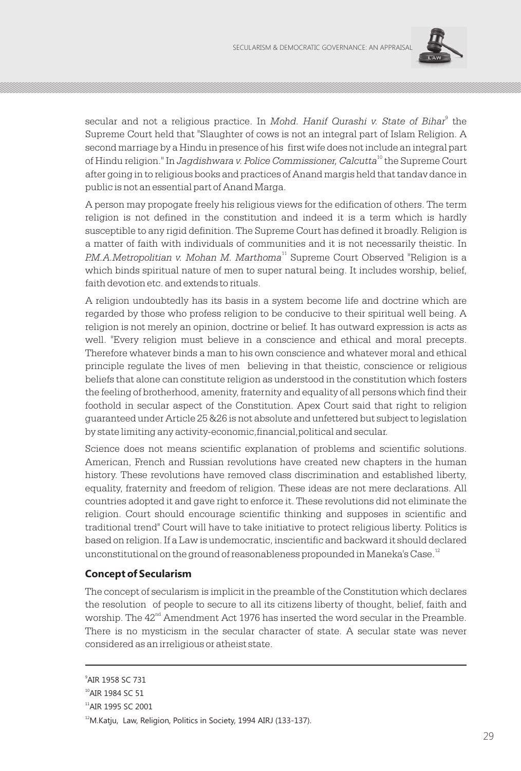secular and not a religious practice. In *Mohd. Hanif Qurashi v. State of Bihar*[9] the Supreme Court held that "Slaughter of cows is not an integral part of Islam Religion. A second marriage by a Hindu in presence of his first wife does not include an integral part of Hindu religion." In *Jagdishwara v. Police Commissioner, Calcutta*[10] the Supreme Court after going in to religious books and practices of Anand margis held that tandav dance in public is not an essential part of Anand Marga.

A person may propogate freely his religious views for the edification of others. The term religion is not defined in the constitution and indeed it is a term which is hardly susceptible to any rigid definition. The Supreme Court has defined it broadly. Religion is a matter of faith with individuals of communities and it is not necessarily theistic. In *P.M.A.Metropolitian v. Mohan M. Marthoma*[11] Supreme Court Observed "Religion is a which binds spiritual nature of men to super natural being. It includes worship, belief, faith devotion etc. and extends to rituals.

A religion undoubtedly has its basis in a system become life and doctrine which are regarded by those who profess religion to be conducive to their spiritual well being. A religion is not merely an opinion, doctrine or belief. It has outward expression is acts as well. "Every religion must believe in a conscience and ethical and moral precepts. Therefore whatever binds a man to his own conscience and whatever moral and ethical principle regulate the lives of men believing in that theistic, conscience or religious beliefs that alone can constitute religion as understood in the constitution which fosters the feeling of brotherhood, amenity, fraternity and equality of all persons which find their foothold in secular aspect of the Constitution. Apex Court said that right to religion guaranteed under Article 25 &26 is not absolute and unfettered but subject to legislation by state limiting any activity-economic,financial,political and secular.

Science does not means scientific explanation of problems and scientific solutions. American, French and Russian revolutions have created new chapters in the human history. These revolutions have removed class discrimination and established liberty, equality, fraternity and freedom of religion. These ideas are not mere declarations. All countries adopted it and gave right to enforce it. These revolutions did not eliminate the religion. Court should encourage scientific thinking and supposes in scientific and traditional trend" Court will have to take initiative to protect religious liberty. Politics is based on religion. If a Law is undemocratic, inscientific and backward it should declared unconstitutional on the ground of reasonableness propounded in Maneka's Case.[12]

## Concept of Secularism

The concept of secularism is implicit in the preamble of the Constitution which declares the resolution of people to secure to all its citizens liberty of thought, belief, faith and worship. The 42nd Amendment Act 1976 has inserted the word secular in the Preamble. There is no mysticism in the secular character of state. A secular state was never considered as an irreligious or atheist state.

---

[9] AIR 1958 SC 731

[10] AIR 1984 SC 51

[11] AIR 1995 SC 2001

[12] M.Katju, Law, Religion, Politics in Society, 1994 AIRJ (133-137).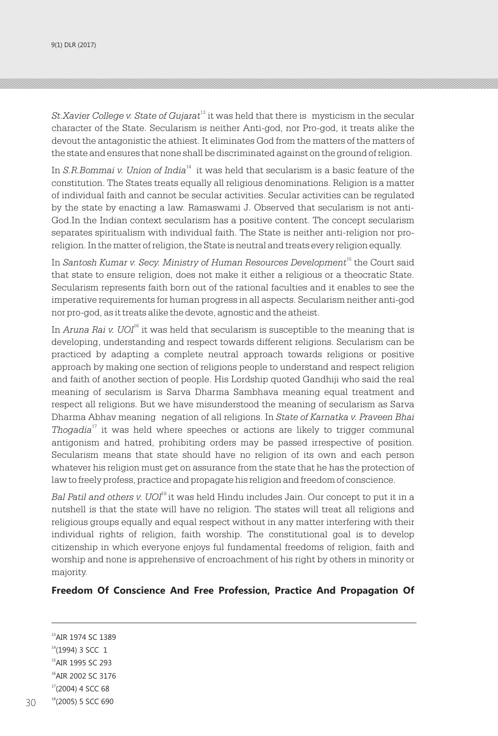*St.Xavier College v. State of Gujarat*[13] it was held that there is mysticism in the secular character of the State. Secularism is neither Anti-god, nor Pro-god, it treats alike the devout the antagonistic the athiest. It eliminates God from the matters of the matters of the state and ensures that none shall be discriminated against on the ground of religion.

In *S.R.Bommai v. Union of India*[14] it was held that secularism is a basic feature of the constitution. The States treats equally all religious denominations. Religion is a matter of individual faith and cannot be secular activities. Secular activities can be regulated by the state by enacting a law. Ramaswami J. Observed that secularism is not anti-God.In the Indian context secularism has a positive content. The concept secularism separates spiritualism with individual faith. The State is neither anti-religion nor pro-religion. In the matter of religion, the State is neutral and treats every religion equally.

In *Santosh Kumar v. Secy. Ministry of Human Resources Development*[15] the Court said that state to ensure religion, does not make it either a religious or a theocratic State. Secularism represents faith born out of the rational faculties and it enables to see the imperative requirements for human progress in all aspects. Secularism neither anti-god nor pro-god, as it treats alike the devote, agnostic and the atheist.

In *Aruna Rai v. UOI*[16] it was held that secularism is susceptible to the meaning that is developing, understanding and respect towards different religions. Secularism can be practiced by adapting a complete neutral approach towards religions or positive approach by making one section of religions people to understand and respect religion and faith of another section of people. His Lordship quoted Gandhiji who said the real meaning of secularism is Sarva Dharma Sambhava meaning equal treatment and respect all religions. But we have misunderstood the meaning of secularism as Sarva Dharma Abhav meaning negation of all religions. In *State of Karnatka v. Praveen Bhai Thogadia*[17] it was held where speeches or actions are likely to trigger communal antigonism and hatred, prohibiting orders may be passed irrespective of position. Secularism means that state should have no religion of its own and each person whatever his religion must get on assurance from the state that he has the protection of law to freely profess, practice and propagate his religion and freedom of conscience.

*Bal Patil and others v. UOI*[18] it was held Hindu includes Jain. Our concept to put it in a nutshell is that the state will have no religion. The states will treat all religions and religious groups equally and equal respect without in any matter interfering with their individual rights of religion, faith worship. The constitutional goal is to develop citizenship in which everyone enjoys ful fundamental freedoms of religion, faith and worship and none is apprehensive of encroachment of his right by others in minority or majority.

**Freedom Of Conscience And Free Profession, Practice And Propagation Of**

---

[13] AIR 1974 SC 1389

[14] (1994) 3 SCC 1

[15] AIR 1995 SC 293

[16] AIR 2002 SC 3176

[17] (2004) 4 SCC 68

[18] (2005) 5 SCC 690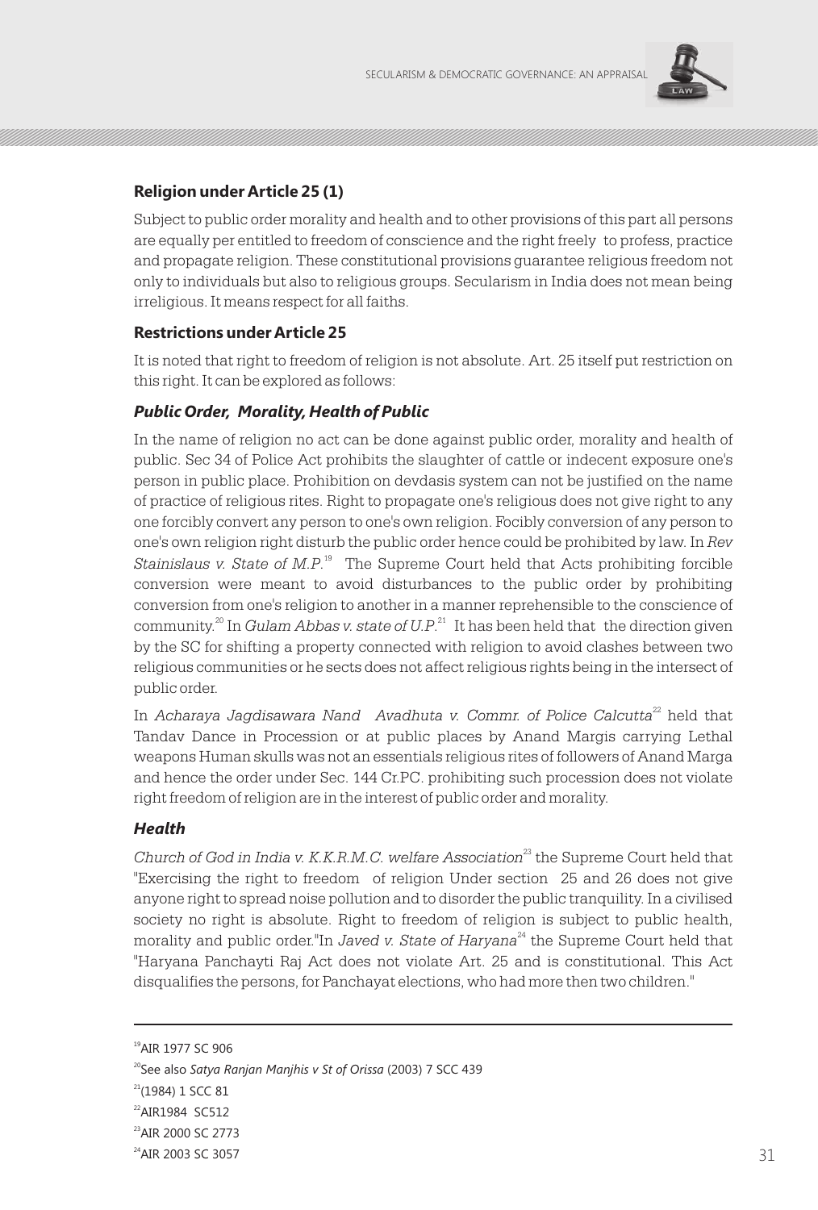### Religion under Article 25 (1)

Subject to public order morality and health and to other provisions of this part all persons are equally per entitled to freedom of conscience and the right freely to profess, practice and propagate religion. These constitutional provisions guarantee religious freedom not only to individuals but also to religious groups. Secularism in India does not mean being irreligious. It means respect for all faiths.

### Restrictions under Article 25

It is noted that right to freedom of religion is not absolute. Art. 25 itself put restriction on this right. It can be explored as follows:

#### *Public Order, Morality, Health of Public*

In the name of religion no act can be done against public order, morality and health of public. Sec 34 of Police Act prohibits the slaughter of cattle or indecent exposure one's person in public place. Prohibition on devdasis system can not be justified on the name of practice of religious rites. Right to propagate one's religious does not give right to any one forcibly convert any person to one's own religion. Focibly conversion of any person to one's own religion right disturb the public order hence could be prohibited by law. In *Rev Stainislaus v. State of M.P.*[19] The Supreme Court held that Acts prohibiting forcible conversion were meant to avoid disturbances to the public order by prohibiting conversion from one's religion to another in a manner reprehensible to the conscience of community.[20] In *Gulam Abbas v. state of U.P.*[21] It has been held that the direction given by the SC for shifting a property connected with religion to avoid clashes between two religious communities or he sects does not affect religious rights being in the intersect of public order.

In *Acharaya Jagdisawara Nand Avadhuta v. Commr. of Police Calcutta*[22] held that Tandav Dance in Procession or at public places by Anand Margis carrying Lethal weapons Human skulls was not an essentials religious rites of followers of Anand Marga and hence the order under Sec. 144 Cr.PC. prohibiting such procession does not violate right freedom of religion are in the interest of public order and morality.

#### *Health*

*Church of God in India v. K.K.R.M.C. welfare Association*[23] the Supreme Court held that "Exercising the right to freedom of religion Under section 25 and 26 does not give anyone right to spread noise pollution and to disorder the public tranquility. In a civilised society no right is absolute. Right to freedom of religion is subject to public health, morality and public order."In *Javed v. State of Haryana*[24] the Supreme Court held that "Haryana Panchayti Raj Act does not violate Art. 25 and is constitutional. This Act disqualifies the persons, for Panchayat elections, who had more then two children."

---

[19] AIR 1977 SC 906

[20] See also *Satya Ranjan Manjhis v St of Orissa* (2003) 7 SCC 439

[21] (1984) 1 SCC 81

[22] AIR1984 SC512

[23] AIR 2000 SC 2773

[24] AIR 2003 SC 3057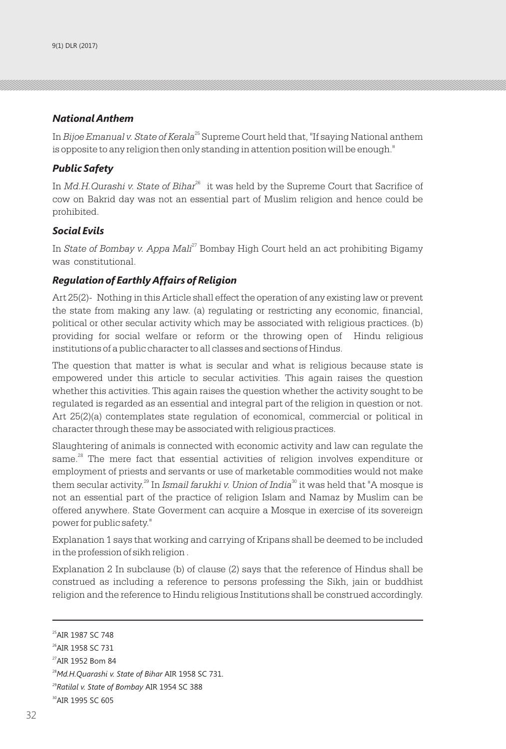### *National Anthem*

In *Bijoe Emanual v. State of Kerala*[25] Supreme Court held that, "If saying National anthem is opposite to any religion then only standing in attention position will be enough."

### *Public Safety*

In *Md.H.Qurashi v. State of Bihar*[26] it was held by the Supreme Court that Sacrifice of cow on Bakrid day was not an essential part of Muslim religion and hence could be prohibited.

### *Social Evils*

In *State of Bombay v. Appa Mali*[27] Bombay High Court held an act prohibiting Bigamy was constitutional.

### *Regulation of Earthly Affairs of Religion*

Art 25(2)- Nothing in this Article shall effect the operation of any existing law or prevent the state from making any law. (a) regulating or restricting any economic, financial, political or other secular activity which may be associated with religious practices. (b) providing for social welfare or reform or the throwing open of Hindu religious institutions of a public character to all classes and sections of Hindus.

The question that matter is what is secular and what is religious because state is empowered under this article to secular activities. This again raises the question whether this activities. This again raises the question whether the activity sought to be regulated is regarded as an essential and integral part of the religion in question or not. Art 25(2)(a) contemplates state regulation of economical, commercial or political in character through these may be associated with religious practices.

Slaughtering of animals is connected with economic activity and law can regulate the same.[28] The mere fact that essential activities of religion involves expenditure or employment of priests and servants or use of marketable commodities would not make them secular activity.[29] In *Ismail farukhi v. Union of India*[30] it was held that "A mosque is not an essential part of the practice of religion Islam and Namaz by Muslim can be offered anywhere. State Goverment can acquire a Mosque in exercise of its sovereign power for public safety."

Explanation 1 says that working and carrying of Kripans shall be deemed to be included in the profession of sikh religion .

Explanation 2 In subclause (b) of clause (2) says that the reference of Hindus shall be construed as including a reference to persons professing the Sikh, jain or buddhist religion and the reference to Hindu religious Institutions shall be construed accordingly.

---

[25] AIR 1987 SC 748

[26] AIR 1958 SC 731

[27] AIR 1952 Bom 84

[28] *Md.H.Quarashi v. State of Bihar* AIR 1958 SC 731.

[29] *Ratilal v. State of Bombay* AIR 1954 SC 388

[30] AIR 1995 SC 605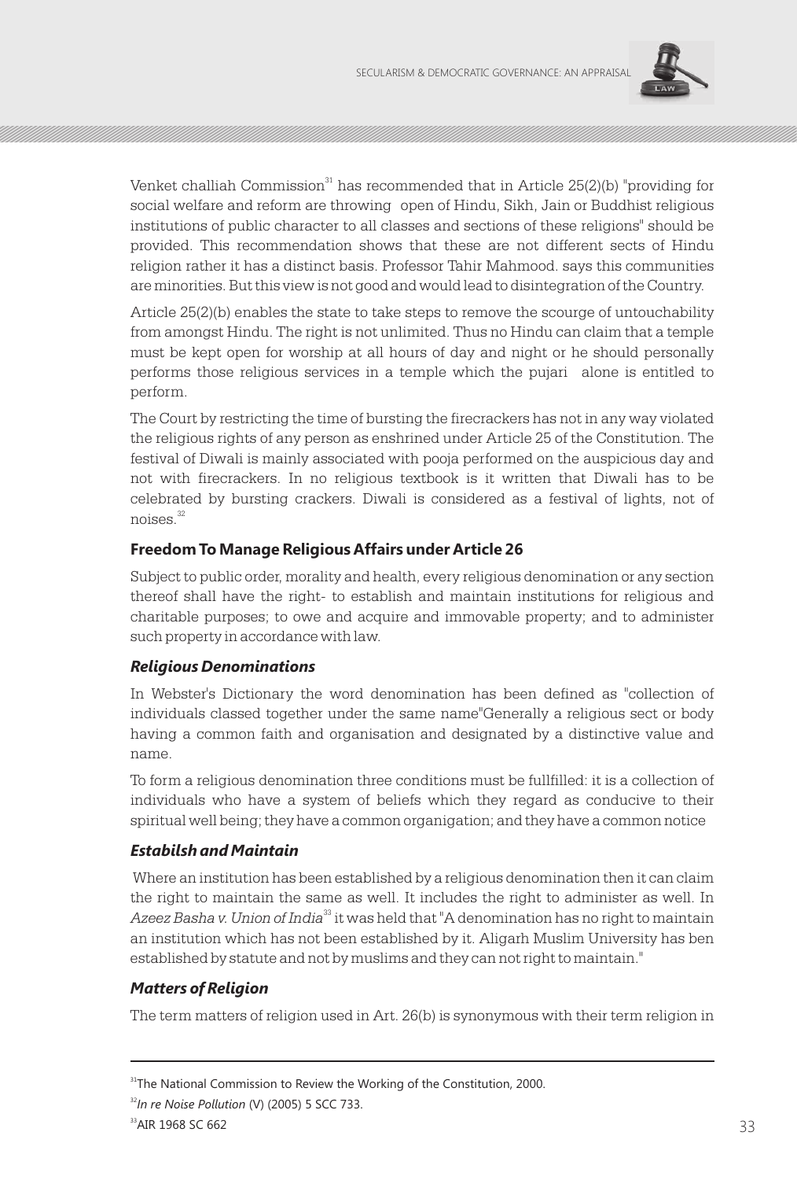Venket challiah Commission[31] has recommended that in Article 25(2)(b) "providing for social welfare and reform are throwing open of Hindu, Sikh, Jain or Buddhist religious institutions of public character to all classes and sections of these religions" should be provided. This recommendation shows that these are not different sects of Hindu religion rather it has a distinct basis. Professor Tahir Mahmood. says this communities are minorities. But this view is not good and would lead to disintegration of the Country.

Article 25(2)(b) enables the state to take steps to remove the scourge of untouchability from amongst Hindu. The right is not unlimited. Thus no Hindu can claim that a temple must be kept open for worship at all hours of day and night or he should personally performs those religious services in a temple which the pujari alone is entitled to perform.

The Court by restricting the time of bursting the firecrackers has not in any way violated the religious rights of any person as enshrined under Article 25 of the Constitution. The festival of Diwali is mainly associated with pooja performed on the auspicious day and not with firecrackers. In no religious textbook is it written that Diwali has to be celebrated by bursting crackers. Diwali is considered as a festival of lights, not of noises.[32]

### Freedom To Manage Religious Affairs under Article 26

Subject to public order, morality and health, every religious denomination or any section thereof shall have the right- to establish and maintain institutions for religious and charitable purposes; to owe and acquire and immovable property; and to administer such property in accordance with law.

#### *Religious Denominations*

In Webster's Dictionary the word denomination has been defined as "collection of individuals classed together under the same name"Generally a religious sect or body having a common faith and organisation and designated by a distinctive value and name.

To form a religious denomination three conditions must be fullfilled: it is a collection of individuals who have a system of beliefs which they regard as conducive to their spiritual well being; they have a common organigation; and they have a common notice

#### *Estabilsh and Maintain*

Where an institution has been established by a religious denomination then it can claim the right to maintain the same as well. It includes the right to administer as well. In *Azeez Basha v. Union of India*[33] it was held that "A denomination has no right to maintain an institution which has not been established by it. Aligarh Muslim University has ben established by statute and not by muslims and they can not right to maintain."

#### *Matters of Religion*

The term matters of religion used in Art. 26(b) is synonymous with their term religion in

---

[31] The National Commission to Review the Working of the Constitution, 2000.

[32] *In re Noise Pollution* (V) (2005) 5 SCC 733.

[33] AIR 1968 SC 662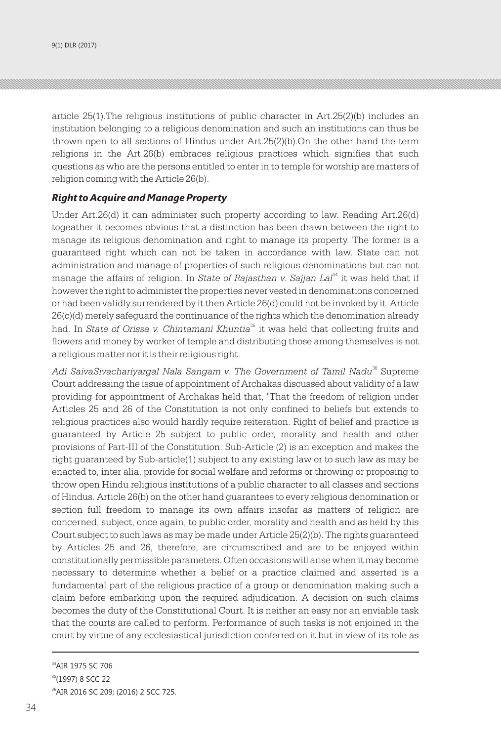article 25(1).The religious institutions of public character in Art.25(2)(b) includes an institution belonging to a religious denomination and such an institutions can thus be thrown open to all sections of Hindus under Art.25(2)(b).On the other hand the term religions in the Art.26(b) embraces religious practices which signifies that such questions as who are the persons entitled to enter in to temple for worship are matters of religion coming with the Article 26(b).

### *Right to Acquire and Manage Property*

Under Art.26(d) it can administer such property according to law. Reading Art.26(d) togeather it becomes obvious that a distinction has been drawn between the right to manage its religious denomination and right to manage its property. The former is a guaranteed right which can not be taken in accordance with law. State can not administration and manage of properties of such religious denominations but can not manage the affairs of religion. In *State of Rajasthan v. Sajjan Lal*[34] it was held that if however the right to administer the properties never vested in denominations concerned or had been validly surrendered by it then Article 26(d) could not be invoked by it. Article 26(c)(d) merely safeguard the continuance of the rights which the denomination already had. In *State of Orissa v. Chintamani Khuntia*[35] it was held that collecting fruits and flowers and money by worker of temple and distributing those among themselves is not a religious matter nor it is their religious right.

*Adi SaivaSivachariyargal Nala Sangam v. The Government of Tamil Nadu*[36] Supreme Court addressing the issue of appointment of Archakas discussed about validity of a law providing for appointment of Archakas held that, "That the freedom of religion under Articles 25 and 26 of the Constitution is not only confined to beliefs but extends to religious practices also would hardly require reiteration. Right of belief and practice is guaranteed by Article 25 subject to public order, morality and health and other provisions of Part-III of the Constitution. Sub-Article (2) is an exception and makes the right guaranteed by Sub-article(1) subject to any existing law or to such law as may be enacted to, inter alia, provide for social welfare and reforms or throwing or proposing to throw open Hindu religious institutions of a public character to all classes and sections of Hindus. Article 26(b) on the other hand guarantees to every religious denomination or section full freedom to manage its own affairs insofar as matters of religion are concerned, subject, once again, to public order, morality and health and as held by this Court subject to such laws as may be made under Article 25(2)(b). The rights guaranteed by Articles 25 and 26, therefore, are circumscribed and are to be enjoyed within constitutionally permissible parameters. Often occasions will arise when it may become necessary to determine whether a belief or a practice claimed and asserted is a fundamental part of the religious practice of a group or denomination making such a claim before embarking upon the required adjudication. A decision on such claims becomes the duty of the Constitutional Court. It is neither an easy nor an enviable task that the courts are called to perform. Performance of such tasks is not enjoined in the court by virtue of any ecclesiastical jurisdiction conferred on it but in view of its role as

---

[34] AIR 1975 SC 706

[35] (1997) 8 SCC 22

[36] AIR 2016 SC 209; (2016) 2 SCC 725.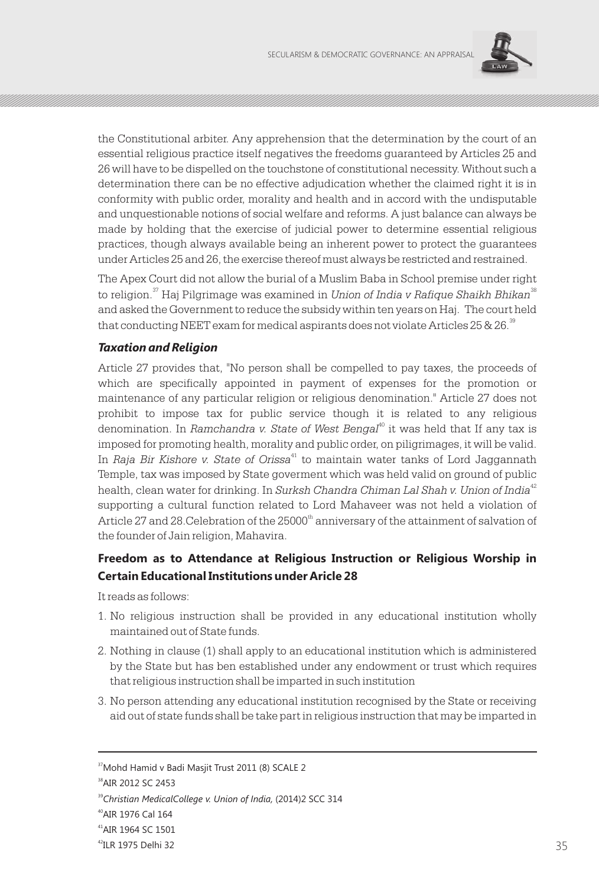the Constitutional arbiter. Any apprehension that the determination by the court of an essential religious practice itself negatives the freedoms guaranteed by Articles 25 and 26 will have to be dispelled on the touchstone of constitutional necessity. Without such a determination there can be no effective adjudication whether the claimed right it is in conformity with public order, morality and health and in accord with the undisputable and unquestionable notions of social welfare and reforms. A just balance can always be made by holding that the exercise of judicial power to determine essential religious practices, though always available being an inherent power to protect the guarantees under Articles 25 and 26, the exercise thereof must always be restricted and restrained.

The Apex Court did not allow the burial of a Muslim Baba in School premise under right to religion.[37] Haj Pilgrimage was examined in *Union of India v Rafique Shaikh Bhikan*[38] and asked the Government to reduce the subsidy within ten years on Haj. The court held that conducting NEET exam for medical aspirants does not violate Articles 25 & 26.[39]

### *Taxation and Religion*

Article 27 provides that, "No person shall be compelled to pay taxes, the proceeds of which are specifically appointed in payment of expenses for the promotion or maintenance of any particular religion or religious denomination." Article 27 does not prohibit to impose tax for public service though it is related to any religious denomination. In *Ramchandra v. State of West Bengal*[40] it was held that If any tax is imposed for promoting health, morality and public order, on piligrimages, it will be valid. In *Raja Bir Kishore v. State of Orissa*[41] to maintain water tanks of Lord Jaggannath Temple, tax was imposed by State goverment which was held valid on ground of public health, clean water for drinking. In *Surksh Chandra Chiman Lal Shah v. Union of India*[42] supporting a cultural function related to Lord Mahaveer was not held a violation of Article 27 and 28.Celebration of the 25000th anniversary of the attainment of salvation of the founder of Jain religion, Mahavira.

### Freedom as to Attendance at Religious Instruction or Religious Worship in Certain Educational Institutions under Aricle 28

It reads as follows:

1. No religious instruction shall be provided in any educational institution wholly maintained out of State funds.
2. Nothing in clause (1) shall apply to an educational institution which is administered by the State but has ben established under any endowment or trust which requires that religious instruction shall be imparted in such institution
3. No person attending any educational institution recognised by the State or receiving aid out of state funds shall be take part in religious instruction that may be imparted in

---

[37] Mohd Hamid v Badi Masjit Trust 2011 (8) SCALE 2

[38] AIR 2012 SC 2453

[39] *Christian MedicalCollege v. Union of India,* (2014)2 SCC 314

[40] AIR 1976 Cal 164

[41] AIR 1964 SC 1501

[42] ILR 1975 Delhi 32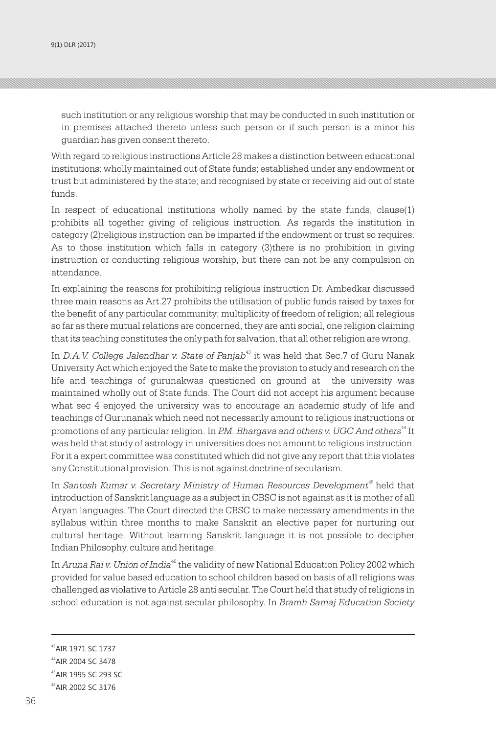such institution or any religious worship that may be conducted in such institution or in premises attached thereto unless such person or if such person is a minor his guardian has given consent thereto.

With regard to religious instructions Article 28 makes a distinction between educational institutions: wholly maintained out of State funds; established under any endowment or trust but administered by the state; and recognised by state or receiving aid out of state funds.

In respect of educational institutions wholly named by the state funds, clause(1) prohibits all together giving of religious instruction. As regards the institution in category (2)religious instruction can be imparted if the endowment or trust so requires. As to those institution which falls in category (3)there is no prohibition in giving instruction or conducting religious worship, but there can not be any compulsion on attendance.

In explaining the reasons for prohibiting religious instruction Dr. Ambedkar discussed three main reasons as Art.27 prohibits the utilisation of public funds raised by taxes for the benefit of any particular community; multiplicity of freedom of religion; all relegious so far as there mutual relations are concerned, they are anti social, one religion claiming that its teaching constitutes the only path for salvation, that all other religion are wrong.

In *D.A.V. College Jalendhar v. State of Panjab*[43] it was held that Sec.7 of Guru Nanak University Act which enjoyed the Sate to make the provision to study and research on the life and teachings of gurunakwas questioned on ground at the university was maintained wholly out of State funds. The Court did not accept his argument because what sec 4 enjoyed the university was to encourage an academic study of life and teachings of Gurunanak which need not necessarily amount to religious instructions or promotions of any particular religion. In *P.M. Bhargava and others v. UGC And others*[44] It was held that study of astrology in universities does not amount to religious instruction. For it a expert committee was constituted which did not give any report that this violates any Constitutional provision. This is not against doctrine of secularism.

In *Santosh Kumar v. Secretary Ministry of Human Resources Development*[45] held that introduction of Sanskrit language as a subject in CBSC is not against as it is mother of all Aryan languages. The Court directed the CBSC to make necessary amendments in the syllabus within three months to make Sanskrit an elective paper for nurturing our cultural heritage. Without learning Sanskrit language it is not possible to decipher Indian Philosophy, culture and heritage.

In *Aruna Rai v. Union of India*[46] the validity of new National Education Policy 2002 which provided for value based education to school children based on basis of all religions was challenged as violative to Article 28 anti secular. The Court held that study of religions in school education is not against secular philosophy. In *Bramh Samaj Education Society*

---

[43] AIR 1971 SC 1737

[44] AIR 2004 SC 3478

[45] AIR 1995 SC 293 SC

[46] AIR 2002 SC 3176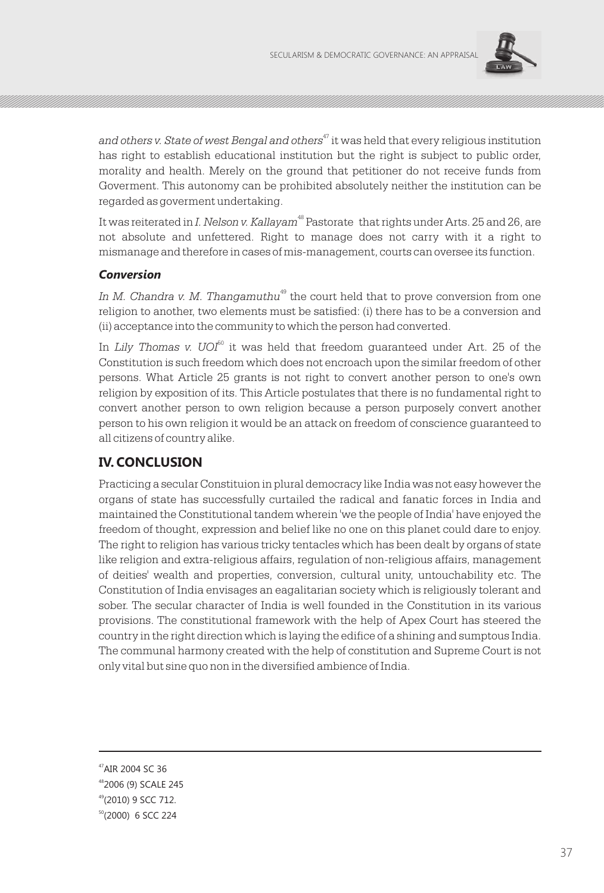*and others v. State of west Bengal and others*[47] it was held that every religious institution has right to establish educational institution but the right is subject to public order, morality and health. Merely on the ground that petitioner do not receive funds from Goverment. This autonomy can be prohibited absolutely neither the institution can be regarded as goverment undertaking.

It was reiterated in *I. Nelson v. Kallayam*[48] Pastorate that rights under Arts. 25 and 26, are not absolute and unfettered. Right to manage does not carry with it a right to mismanage and therefore in cases of mis-management, courts can oversee its function.

### *Conversion*

*In M. Chandra v. M. Thangamuthu*[49] the court held that to prove conversion from one religion to another, two elements must be satisfied: (i) there has to be a conversion and (ii) acceptance into the community to which the person had converted.

In *Lily Thomas v. UOI*[50] it was held that freedom guaranteed under Art. 25 of the Constitution is such freedom which does not encroach upon the similar freedom of other persons. What Article 25 grants is not right to convert another person to one's own religion by exposition of its. This Article postulates that there is no fundamental right to convert another person to own religion because a person purposely convert another person to his own religion it would be an attack on freedom of conscience guaranteed to all citizens of country alike.

## IV. CONCLUSION

Practicing a secular Constituion in plural democracy like India was not easy however the organs of state has successfully curtailed the radical and fanatic forces in India and maintained the Constitutional tandem wherein 'we the people of India' have enjoyed the freedom of thought, expression and belief like no one on this planet could dare to enjoy. The right to religion has various tricky tentacles which has been dealt by organs of state like religion and extra-religious affairs, regulation of non-religious affairs, management of deities' wealth and properties, conversion, cultural unity, untouchability etc. The Constitution of India envisages an eagalitarian society which is religiously tolerant and sober. The secular character of India is well founded in the Constitution in its various provisions. The constitutional framework with the help of Apex Court has steered the country in the right direction which is laying the edifice of a shining and sumptous India. The communal harmony created with the help of constitution and Supreme Court is not only vital but sine quo non in the diversified ambience of India.

---

[47] AIR 2004 SC 36

[48] 2006 (9) SCALE 245

[49] (2010) 9 SCC 712.

[50] (2000) 6 SCC 224